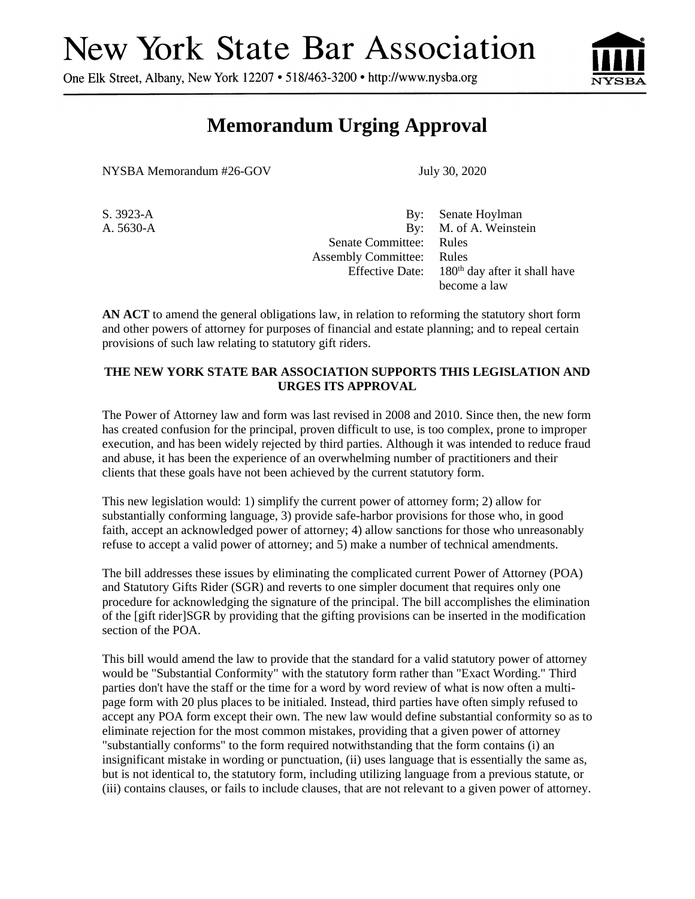# New York State Bar Association

One Elk Street, Albany, New York 12207 • 518/463-3200 • http://www.nysba.org

## Memorandum Urging Approval

NYSBA Memorandum #26-GOV July 30, 2020

| | | |
|---|---|---|
| S. 3923-A | By: | Senate Hoylman |
| A. 5630-A | By: | M. of A. Weinstein |
| | Senate Committee: | Rules |
| | Assembly Committee: | Rules |
| | Effective Date: | 180th day after it shall have become a law |

**AN ACT** to amend the general obligations law, in relation to reforming the statutory short form and other powers of attorney for purposes of financial and estate planning; and to repeal certain provisions of such law relating to statutory gift riders.

**THE NEW YORK STATE BAR ASSOCIATION SUPPORTS THIS LEGISLATION AND URGES ITS APPROVAL**

The Power of Attorney law and form was last revised in 2008 and 2010. Since then, the new form has created confusion for the principal, proven difficult to use, is too complex, prone to improper execution, and has been widely rejected by third parties. Although it was intended to reduce fraud and abuse, it has been the experience of an overwhelming number of practitioners and their clients that these goals have not been achieved by the current statutory form.

This new legislation would: 1) simplify the current power of attorney form; 2) allow for substantially conforming language, 3) provide safe-harbor provisions for those who, in good faith, accept an acknowledged power of attorney; 4) allow sanctions for those who unreasonably refuse to accept a valid power of attorney; and 5) make a number of technical amendments.

The bill addresses these issues by eliminating the complicated current Power of Attorney (POA) and Statutory Gifts Rider (SGR) and reverts to one simpler document that requires only one procedure for acknowledging the signature of the principal. The bill accomplishes the elimination of the [gift rider]SGR by providing that the gifting provisions can be inserted in the modification section of the POA.

This bill would amend the law to provide that the standard for a valid statutory power of attorney would be "Substantial Conformity" with the statutory form rather than "Exact Wording." Third parties don't have the staff or the time for a word by word review of what is now often a multi-page form with 20 plus places to be initialed. Instead, third parties have often simply refused to accept any POA form except their own. The new law would define substantial conformity so as to eliminate rejection for the most common mistakes, providing that a given power of attorney "substantially conforms" to the form required notwithstanding that the form contains (i) an insignificant mistake in wording or punctuation, (ii) uses language that is essentially the same as, but is not identical to, the statutory form, including utilizing language from a previous statute, or (iii) contains clauses, or fails to include clauses, that are not relevant to a given power of attorney.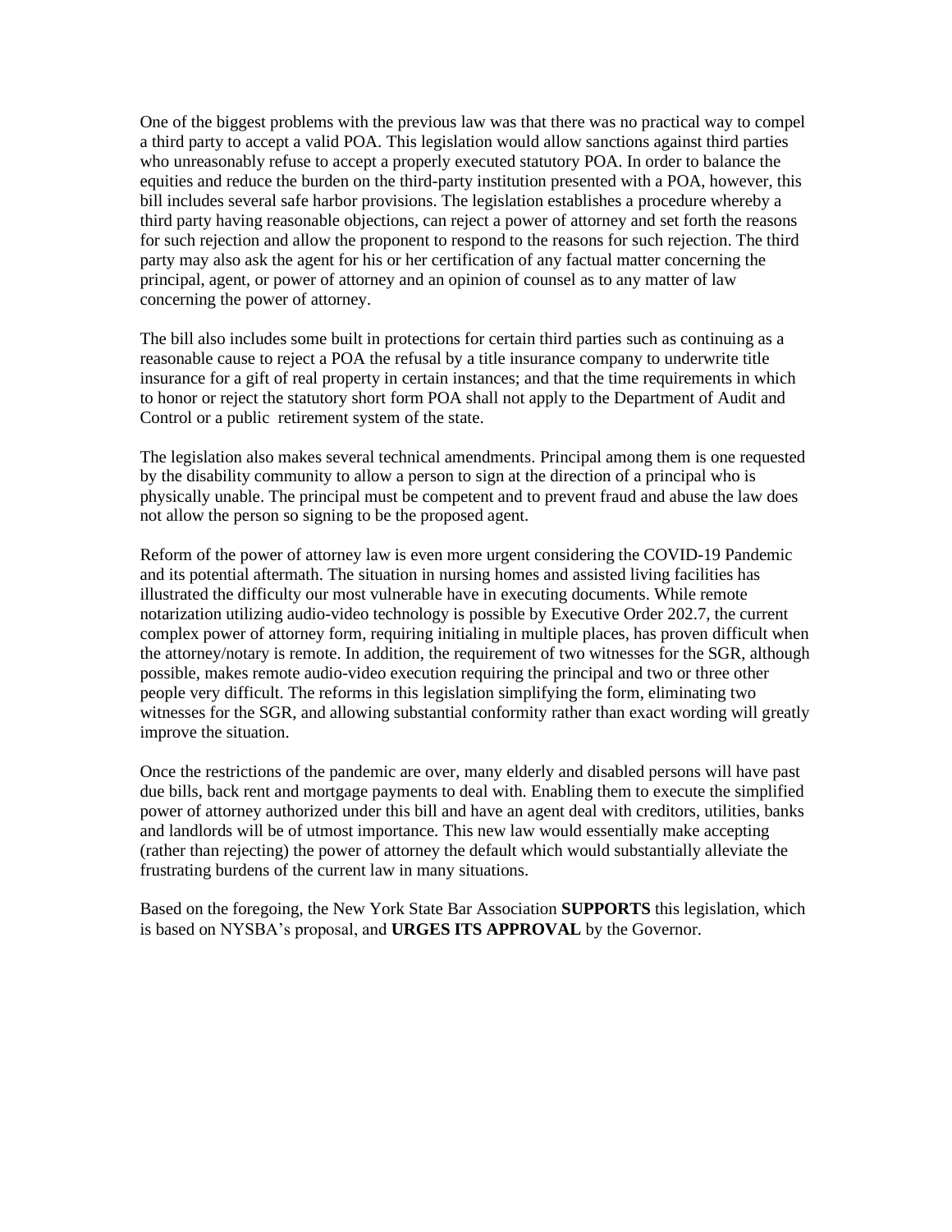One of the biggest problems with the previous law was that there was no practical way to compel a third party to accept a valid POA. This legislation would allow sanctions against third parties who unreasonably refuse to accept a properly executed statutory POA. In order to balance the equities and reduce the burden on the third-party institution presented with a POA, however, this bill includes several safe harbor provisions. The legislation establishes a procedure whereby a third party having reasonable objections, can reject a power of attorney and set forth the reasons for such rejection and allow the proponent to respond to the reasons for such rejection. The third party may also ask the agent for his or her certification of any factual matter concerning the principal, agent, or power of attorney and an opinion of counsel as to any matter of law concerning the power of attorney.

The bill also includes some built in protections for certain third parties such as continuing as a reasonable cause to reject a POA the refusal by a title insurance company to underwrite title insurance for a gift of real property in certain instances; and that the time requirements in which to honor or reject the statutory short form POA shall not apply to the Department of Audit and Control or a public retirement system of the state.

The legislation also makes several technical amendments. Principal among them is one requested by the disability community to allow a person to sign at the direction of a principal who is physically unable. The principal must be competent and to prevent fraud and abuse the law does not allow the person so signing to be the proposed agent.

Reform of the power of attorney law is even more urgent considering the COVID-19 Pandemic and its potential aftermath. The situation in nursing homes and assisted living facilities has illustrated the difficulty our most vulnerable have in executing documents. While remote notarization utilizing audio-video technology is possible by Executive Order 202.7, the current complex power of attorney form, requiring initialing in multiple places, has proven difficult when the attorney/notary is remote. In addition, the requirement of two witnesses for the SGR, although possible, makes remote audio-video execution requiring the principal and two or three other people very difficult. The reforms in this legislation simplifying the form, eliminating two witnesses for the SGR, and allowing substantial conformity rather than exact wording will greatly improve the situation.

Once the restrictions of the pandemic are over, many elderly and disabled persons will have past due bills, back rent and mortgage payments to deal with. Enabling them to execute the simplified power of attorney authorized under this bill and have an agent deal with creditors, utilities, banks and landlords will be of utmost importance. This new law would essentially make accepting (rather than rejecting) the power of attorney the default which would substantially alleviate the frustrating burdens of the current law in many situations.

Based on the foregoing, the New York State Bar Association **SUPPORTS** this legislation, which is based on NYSBA's proposal, and **URGES ITS APPROVAL** by the Governor.